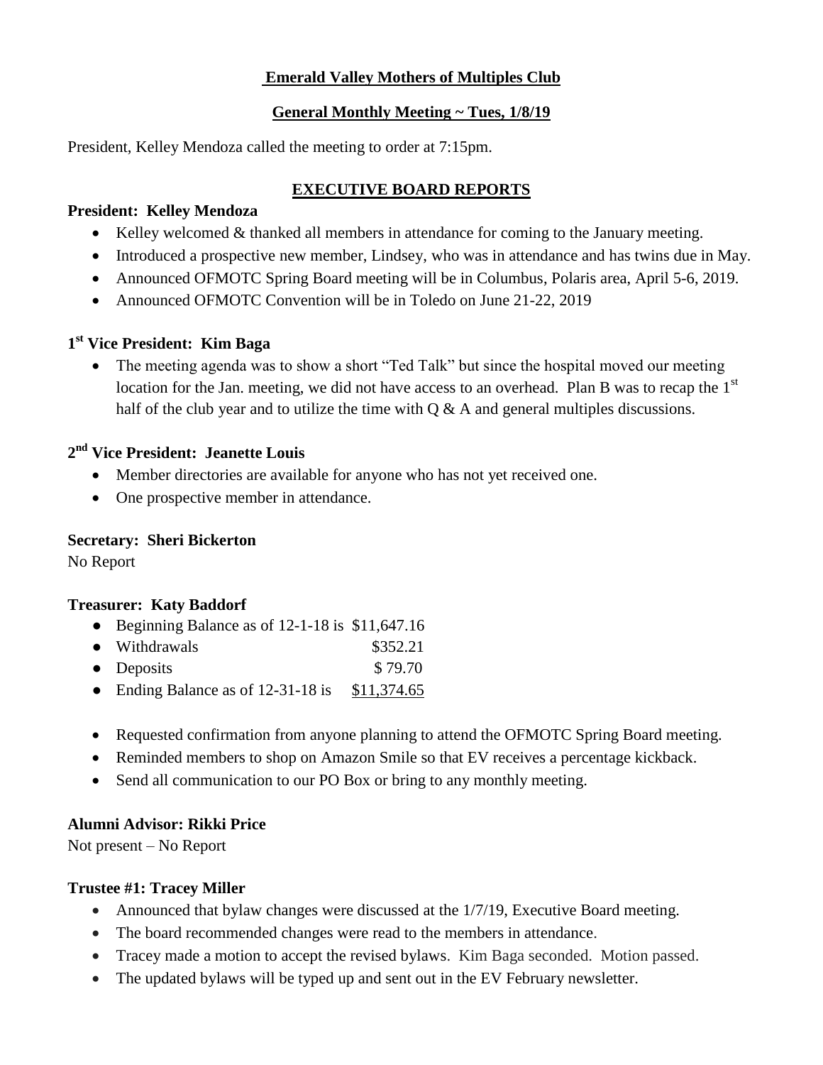# Emerald Valley Mothers of Multiples Club

## General Monthly Meeting ~ Tues, 1/8/19

President, Kelley Mendoza called the meeting to order at 7:15pm.

## EXECUTIVE BOARD REPORTS

**President: Kelley Mendoza**

- Kelley welcomed & thanked all members in attendance for coming to the January meeting.
- Introduced a prospective new member, Lindsey, who was in attendance and has twins due in May.
- Announced OFMOTC Spring Board meeting will be in Columbus, Polaris area, April 5-6, 2019.
- Announced OFMOTC Convention will be in Toledo on June 21-22, 2019

**1st Vice President: Kim Baga**

- The meeting agenda was to show a short "Ted Talk" but since the hospital moved our meeting location for the Jan. meeting, we did not have access to an overhead. Plan B was to recap the 1st half of the club year and to utilize the time with Q & A and general multiples discussions.

**2nd Vice President: Jeanette Louis**

- Member directories are available for anyone who has not yet received one.
- One prospective member in attendance.

**Secretary: Sheri Bickerton**

No Report

**Treasurer: Katy Baddorf**

- Beginning Balance as of 12-1-18 is $11,647.16
- Withdrawals $352.21
- Deposits $ 79.70
- Ending Balance as of 12-31-18 is $11,374.65

- Requested confirmation from anyone planning to attend the OFMOTC Spring Board meeting.
- Reminded members to shop on Amazon Smile so that EV receives a percentage kickback.
- Send all communication to our PO Box or bring to any monthly meeting.

**Alumni Advisor: Rikki Price**

Not present – No Report

**Trustee #1: Tracey Miller**

- Announced that bylaw changes were discussed at the 1/7/19, Executive Board meeting.
- The board recommended changes were read to the members in attendance.
- Tracey made a motion to accept the revised bylaws. Kim Baga seconded. Motion passed.
- The updated bylaws will be typed up and sent out in the EV February newsletter.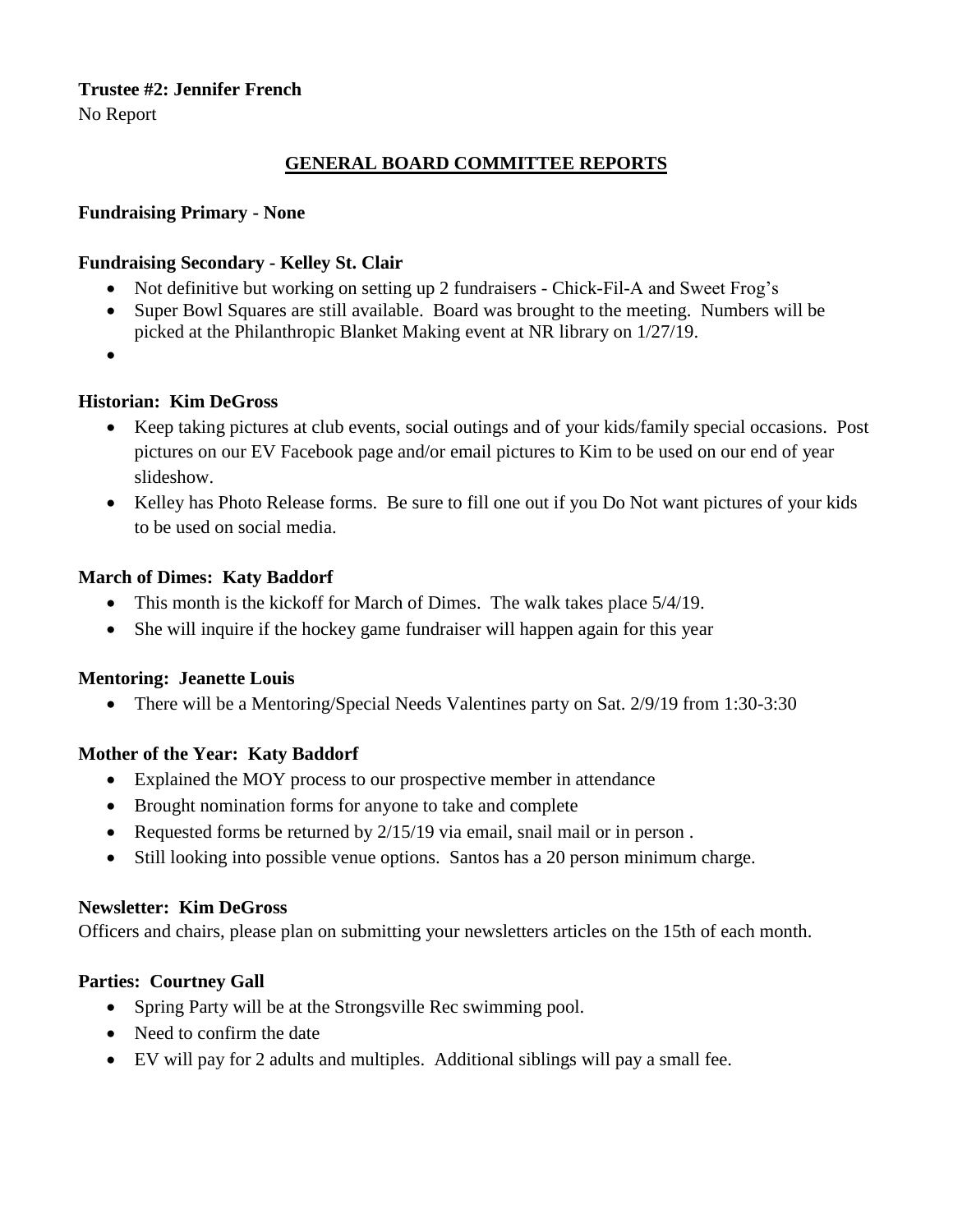**Trustee #2: Jennifer French**

No Report

## GENERAL BOARD COMMITTEE REPORTS

**Fundraising Primary - None**

**Fundraising Secondary - Kelley St. Clair**

- Not definitive but working on setting up 2 fundraisers - Chick-Fil-A and Sweet Frog's
- Super Bowl Squares are still available. Board was brought to the meeting. Numbers will be picked at the Philanthropic Blanket Making event at NR library on 1/27/19.
-

**Historian: Kim DeGross**

- Keep taking pictures at club events, social outings and of your kids/family special occasions. Post pictures on our EV Facebook page and/or email pictures to Kim to be used on our end of year slideshow.
- Kelley has Photo Release forms. Be sure to fill one out if you Do Not want pictures of your kids to be used on social media.

**March of Dimes: Katy Baddorf**

- This month is the kickoff for March of Dimes. The walk takes place 5/4/19.
- She will inquire if the hockey game fundraiser will happen again for this year

**Mentoring: Jeanette Louis**

- There will be a Mentoring/Special Needs Valentines party on Sat. 2/9/19 from 1:30-3:30

**Mother of the Year: Katy Baddorf**

- Explained the MOY process to our prospective member in attendance
- Brought nomination forms for anyone to take and complete
- Requested forms be returned by 2/15/19 via email, snail mail or in person .
- Still looking into possible venue options. Santos has a 20 person minimum charge.

**Newsletter: Kim DeGross**

Officers and chairs, please plan on submitting your newsletters articles on the 15th of each month.

**Parties: Courtney Gall**

- Spring Party will be at the Strongsville Rec swimming pool.
- Need to confirm the date
- EV will pay for 2 adults and multiples. Additional siblings will pay a small fee.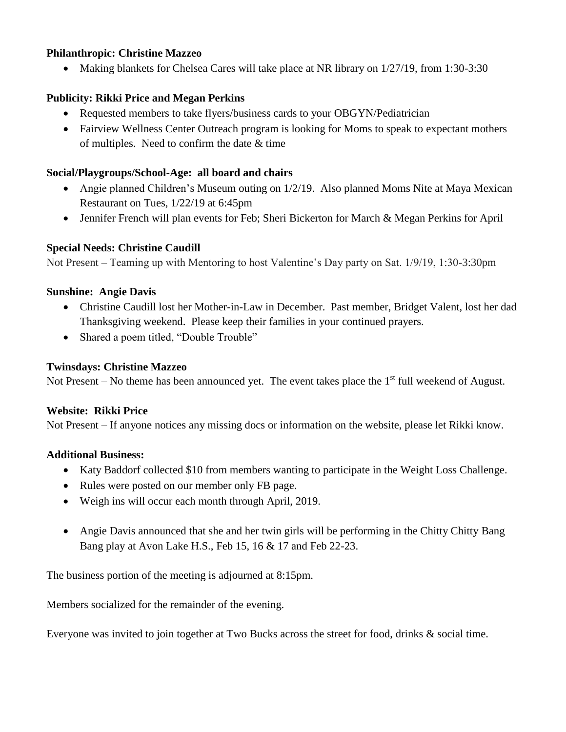**Philanthropic: Christine Mazzeo**

- Making blankets for Chelsea Cares will take place at NR library on 1/27/19, from 1:30-3:30

**Publicity: Rikki Price and Megan Perkins**

- Requested members to take flyers/business cards to your OBGYN/Pediatrician
- Fairview Wellness Center Outreach program is looking for Moms to speak to expectant mothers of multiples. Need to confirm the date & time

**Social/Playgroups/School-Age: all board and chairs**

- Angie planned Children's Museum outing on 1/2/19. Also planned Moms Nite at Maya Mexican Restaurant on Tues, 1/22/19 at 6:45pm
- Jennifer French will plan events for Feb; Sheri Bickerton for March & Megan Perkins for April

**Special Needs: Christine Caudill**

Not Present – Teaming up with Mentoring to host Valentine's Day party on Sat. 1/9/19, 1:30-3:30pm

**Sunshine: Angie Davis**

- Christine Caudill lost her Mother-in-Law in December. Past member, Bridget Valent, lost her dad Thanksgiving weekend. Please keep their families in your continued prayers.
- Shared a poem titled, "Double Trouble"

**Twinsdays: Christine Mazzeo**

Not Present – No theme has been announced yet. The event takes place the 1st full weekend of August.

**Website: Rikki Price**

Not Present – If anyone notices any missing docs or information on the website, please let Rikki know.

**Additional Business:**

- Katy Baddorf collected $10 from members wanting to participate in the Weight Loss Challenge.
- Rules were posted on our member only FB page.
- Weigh ins will occur each month through April, 2019.

- Angie Davis announced that she and her twin girls will be performing in the Chitty Chitty Bang Bang play at Avon Lake H.S., Feb 15, 16 & 17 and Feb 22-23.

The business portion of the meeting is adjourned at 8:15pm.

Members socialized for the remainder of the evening.

Everyone was invited to join together at Two Bucks across the street for food, drinks & social time.